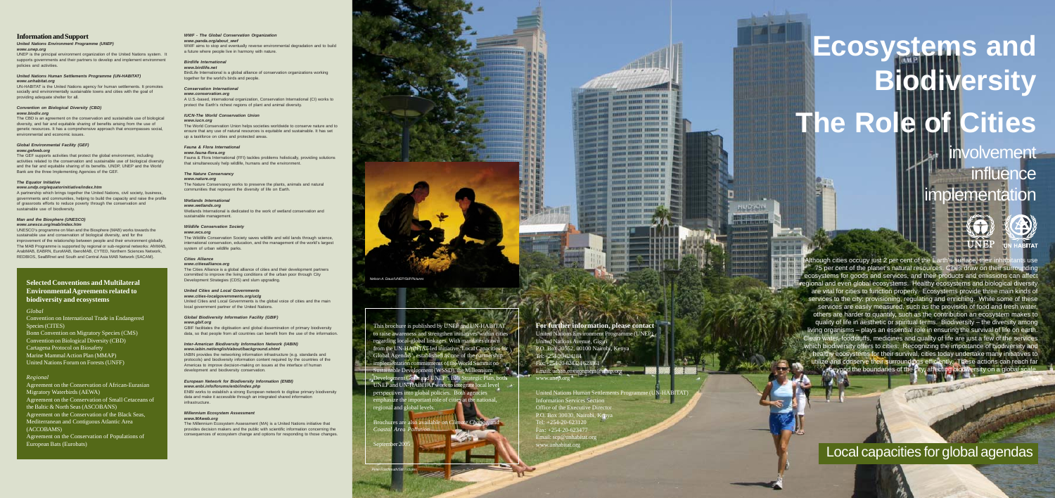# Ecosystems and Biodiversity

# The Role of Cities

involvement
influence
implementation

Although cities occupy just 2 per cent of the Earth's surface, their inhabitants use 75 per cent of the planet's natural resources. Cities draw on their surrounding ecosystems for goods and services, and their products and emissions can affect regional and even global ecosystems. Healthy ecosystems and biological diversity are vital for cities to function properly. Ecosystems provide three main kinds of services to the city: provisioning, regulating and enriching. While some of these services are easily measured, such as the provision of food and fresh water, others are harder to quantify, such as the contribution an ecosystem makes to quality of life in aesthetic or spiritual terms. Biodiversity – the diversity among living organisms – plays an essential role in ensuring the survival of life on earth. Clean water, foodstuffs, medicines and quality of life are just a few of the services which biodiversity offers to cities. Recognizing the importance of biodiversity and healthy ecosystems for their survival, cities today undertake many initiatives to utilize and conserve their surroundings efficiently. These actions can reach far beyond the boundaries of the city, affecting biodiversity on a global scale.

## Local capacities for global agendas

## Information and Support

***United Nations Environment Programme (UNEP)***
***www.unep.org***
UNEP is the principal environment organization of the United Nations system. It supports governments and their partners to develop and implement environment policies and activities.

***United Nations Human Settlements Programme (UN-HABITAT)***
***www.unhabitat.org***
UN-HABITAT is the United Nations agency for human settlements. It promotes socially and environmentally sustainable towns and cities with the goal of providing adequate shelter for all.

***Convention on Biological Diversity (CBD)***
***www.biodiv.org***
The CBD is an agreement on the conservation and sustainable use of biological diversity, and fair and equitable sharing of benefits arising from the use of genetic resources. It has a comprehensive approach that encompasses social, environmental and economic issues.

***Global Environmental Facility (GEF)***
***www.gefweb.org***
The GEF supports activities that protect the global environment, including activities related to the conservation and sustainable use of biological diversity and the fair and equitable sharing of its benefits. UNDP, UNEP and the World Bank are the three Implementing Agencies of the GEF.

***The Equator Initiative***
***www.undp.org/equatorinitiative/index.htm***
A partnership which brings together the United Nations, civil society, business, governments and communities, helping to build the capacity and raise the profile of grassroots efforts to reduce poverty through the conservation and sustainable use of biodiversity.

***Man and the Biosphere (UNESCO)***
***www.unesco.org/mab/index.htm***
UNESCO's programme on Man and the Biosphere (MAB) works towards the sustainable use and conservation of biological diversity, and for the improvement of the relationship between people and their environment globally. The MAB Programme is supported by regional or sub-regional networks: AfriMAB, ArabMAB, EABRN, EuroMAB, IberoMAB, CYTED, Northern Sciences Network, REDBIOS, SeaBRnet and South and Central Asia MAB Network (SACAM).

***WWF - The Global Conservation Organization***
***www.panda.org/about_wwf***
WWF aims to stop and eventually reverse environmental degradation and to build a future where people live in harmony with nature.

***Birdlife International***
***www.birdlife.net***
BirdLife International is a global alliance of conservation organizations working together for the world's birds and people.

***Conservation International***
***www.conservation.org***
A U.S.-based, international organization, Conservation International (CI) works to protect the Earth's richest regions of plant and animal diversity.

***IUCN-The World Conservation Union***
***www.iucn.org***
The World Conservation Union helps societies worldwide to conserve nature and to ensure that any use of natural resources is equitable and sustainable. It has set up a taskforce on cities and protected areas.

***Fauna & Flora International***
***www.fauna-flora.org***
Fauna & Flora International (FFI) tackles problems holistically, providing solutions that simultaneously help wildlife, humans and the environment.

***The Nature Conservancy***
***www.nature.org***
The Nature Conservancy works to preserve the plants, animals and natural communities that represent the diversity of life on Earth.

***Wetlands International***
***www.wetlands.org***
Wetlands International is dedicated to the work of wetland conservation and sustainable management.

***Wildlife Conservation Society***
***www.wcs.org***
The Wildlife Conservation Society saves wildlife and wild lands through science, international conservation, education, and the management of the world's largest system of urban wildlife parks.

***Cities Alliance***
***www.citiesalliance.org***
The Cities Alliance is a global alliance of cities and their development partners committed to improve the living conditions of the urban poor through City Development Strategies (CDS) and slum upgrading.

***United Cities and Local Governments***
***www.cities-localgovernments.org/uclg***
United Cities and Local Governments is the global voice of cities and the main local government partner of the United Nations.

***Global Biodiversity Information Facility (GBIF)***
***www.gbif.org***
GBIF facilitates the digitisation and global dissemination of primary biodiversity data, so that people from all countries can benefit from the use of the information.

***Inter-American Biodiversity Information Network (IABIN)***
***www.iabin.net/english/about/background.shtml***
IABIN provides the networking information infrastructure (e.g. standards and protocols) and biodiversity information content required by the countries of the Americas to improve decision-making on issues at the interface of human development and biodiversity conservation.

***European Network for Biodiversity Information (ENBI)***
***www.enbi.info/forums/enbi/index.php***
ENBI works to establish a strong European network to digitise primary biodiversity data and make it accessible through an integrated shared information infrastructure.

***Millennium Ecosystem Assessment***
***www.MAweb.org***
The Millennium Ecosystem Assessment (MA) is a United Nations initiative that provides decision makers and the public with scientific information concerning the consequences of ecosystem change and options for responding to those changes.

## Selected Conventions and Multilateral Environmental Agreements related to biodiversity and ecosystems

*Global*

Convention on International Trade in Endangered Species (CITES)
Bonn Convention on Migratory Species (CMS)
Convention on Biological Diversity (CBD)
Cartagena Protocol on Biosafety
Marine Mammal Action Plan (MMAP)
United Nations Forum on Forests (UNFF)

*Regional*

Agreement on the Conservation of African-Eurasian Migratory Waterbirds (AEWA)
Agreement on the Conservation of Small Cetaceans of the Baltic & North Seas (ASCOBANS)
Agreement on the Conservation of the Black Seas, Mediterranean and Contiguous Atlantic Area (ACCOBAMS)
Agreement on the Conservation of Populations of European Bats (Eurobats)

Nelson A. Daus/UNEP/Still Pictures

This brochure is published by UNEP and UN-HABITAT to raise awareness and strengthen initiatives within cities regarding local-global linkages. With mandates drawn from the UN-HABITAT-led initiative "Local Capacities for Global Agendas", established as one of the partnership implementation commitments of the World Summit on Sustainable Development (WSSD), the Millennium Development Goals and UNEP's Bali Strategic Plan, both UNEP and UN-HABITAT work to integrate local level perspectives into global policies. Both agencies emphasize the important role of cities at the national, regional and global levels.

Brochures are also available on *Climate Change* and *Coastal Area Pollution*.

September 2005

Peter Frischmuth/Still Pictures

**For further information, please contact**

United Nations Environment Programme (UNEP)
United Nations Avenue, Gigiri
P.O. Box 30552, 00100 Nairobi, Kenya
Tel: +254-20-624184
Fax: +254-20-624324/623861
Email: urban.environment@unep.org
www.unep.org

United Nations Human Settlements Programme (UN-HABITAT)
Information Services Section
Office of the Executive Director
P.O. Box 30030, Nairobi, Kenya
Tel: +254-20-623120
Fax: +254-20-623477
Email: scp@unhabitat.org
www.unhabitat.org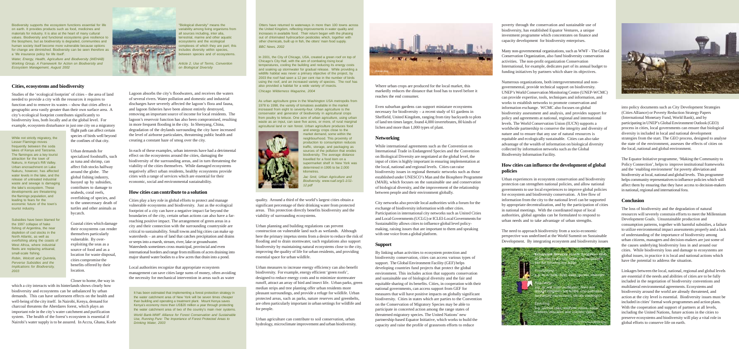Biodiversity supports the ecosystem functions essential for life on earth. It provides products such as food, medicines and materials for industry. It is also at the heart of many cultural values. Biodiversity and functional ecosystems give resilience to the biosphere, but as biodiversity is degraded, communities and human society itself become more vulnerable because options for change are diminished. Biodiversity can be seen therefore as a 'life insurance policy for life itself'.

*Water, Energy, Health, Agriculture and Biodiversity (WEHAB) Working Group, A Framework for Action on Biodiversity and Ecosystem Management, August 2002*

"Biological diversity" means the variability among living organisms from all sources including, inter alia, terrestrial, marine and other aquatic ecosystems and the ecological complexes of which they are part; this includes diversity within species, between species and of ecosystems.

*Article 2, Use of Terms, Convention on Biological Diversity*

## Cities, ecosystems and biodiversity

Studies of the 'ecological footprint' of cities – the area of land needed to provide a city with the resources it requires to function and to remove its wastes – show that cities affect a geographic area vastly greater than their own surface area. A city's ecological footprint contributes significantly to biodiversity loss, both locally and at the global level. For example, ecosystem disturbance in just one city on a migratory flight path can affect certain species of birds well beyond the confines of that city.

While not strictly migratory, the Lesser Flamingo moves frequently between the soda lakes of Kenya and Tanzania. The flamingos are a key tourist attraction for the town of Nakuru, in Kenya's Rift Valley. Urban encroachment on Lake Nakuru, however, has affected water levels in the lake, and the release of untreated industrial waste and sewage is damaging the lake's ecosystem. These developments are threatening the flamingo population, and leading to fears for the economic future of the town's tourist industry.

Subsidies have been blamed for the 1997 collapse of hake fishing of Argentina, the near depletion of cod stocks in the North Atlantic, as well as overfishing along the coasts of West Africa, where industrial fleets are replacing artisanal, small-scale fishing.

*Robin, Wolcott and Quintela, Perverse Subsidies and the Implications for Biodiversity, 2003*

Urban demands for specialized foodstuffs, such as tuna and shrimp, can affect fish stocks halfway around the globe. The global fishing industry, buoyed up by subsidies, contributes to damage to seabeds, coral reefs, overfishing of species, and to the unnecessary death of turtles and other animals as bycatch.

Coastal cities which damage their ecosystems can render themselves particularly vulnerable. By over-exploiting the seas as a source of food and as a location for waste disposal, cities compromise the benefits offered by their location.

Closer to home, the way in which a city interacts with its hinterlands shows clearly how biodiversity and ecosystems can be unbalanced by urban demands. This can have unforeseen effects on the health and well-being of the city itself. In Nairobi, Kenya, demand for charcoal threatens the Aberdares forest, which plays an important role in the city's water catchment and purification system. The health of the forest's ecosystem is essential if Nairobi's water supply is to be assured. In Accra, Ghana, Korle Lagoon absorbs the city's floodwaters, and receives the waters of several rivers. Water pollution and domestic and industrial discharges have severely affected the lagoon's flora and fauna, and lagoon fisheries have been almost entirely destroyed, removing an important source of income for local residents. The lagoon's reservoir function has also been compromised, resulting in more frequent flooding in the city. In Shenyang, China, degradation of the drylands surrounding the city have increased the level of airborne particulates, threatening public health and creating a constant haze of smog over the city.

In each of these examples, urban interests have had a detrimental effect on the ecosystems around the cities, damaging the biodiversity of the surrounding areas, and in turn threatening the viability of the cities themselves. While damaged ecosystems negatively affect urban residents, healthy ecosystems provide cities with a range of services which are essential for their economic, social and environmental sustainability.

## How cities can contribute to a solution

Cities play a key role in global efforts to protect and manage vulnerable ecosystems and biodiversity. Just as the ecological footprint of a city can have a negative impact far beyond the boundaries of the city, certain urban actions can also have a far-reaching positive impact. The arrangement of green areas in a city and their connection with the surrounding countryside are critical to sustainability. Small towns and big cities can make up watersheds – an area of land that catches precipitation and drains or seeps into a marsh, stream, river, lake or groundwater. Watersheds sometimes cross municipal, provincial and even international borders and range from millions of acres draining into major shared water bodies to a few acres that drain into a pond.

Local authorities recognize that appropriate ecosystem management can save cities large sums of money, often avoiding the necessity for mechanical intervention in areas such as water quality. Around a third of the world's largest cities obtain a significant percentage of their drinking water from protected areas. This protection directly benefits biodiversity and the viability of surrounding ecosystems.

It has been estimated that implementing a forest protection strategy in the water catchment area of New York will be seven times cheaper than building and operating a treatment plant. Mount Kenya saves Kenya's economy more than US$20 million a year through protecting the water catchment area of two of the country's main river systems.

*World Bank-WWF Alliance for Forest Conservation and Sustainable Use, Running Pure: The Importance of Forest Protected Areas to Drinking Water, 2003*

Otters have returned to waterways in more than 100 towns across the United Kingdom, reflecting improvements in water quality and increases in available food. Their return began with the phasing out of chlorinated hydrocarbon pesticides which, together with other chemicals, built up in fish, the otters' main food supply.

*BBC News, 2002*

In 2001, the City of Chicago, USA, created a green roof on top of Chicago's City Hall, with the aim of combating rising local temperatures, cooling the building and reducing its energy costs and soaking up stormwater for gradual release. While providing a wildlife habitat was never a primary objective of the project, by 2003 the roof had seen a 12 per cent rise in the number of birds using the roof, and an increased variety of species. The roof has also provided a habitat for a wide variety of insects.

*Chicago Wilderness Magazine, 2004*

As urban agriculture grew in the Washington USA metropolis from 1978 to 1998, the variety of tomatoes available in the market increased from eight to seventy-four. Urban agriculture is the conservator and generator of biodiversity in agricultural crops from poultry to lettuce. One acre of urban agriculture, using urban waste as an input, can save five acres, or more, of rural marginal agricultural land or rain forest. Urban agriculture produces food and energy crops close to the market demand, some within the neighbourhood. This proximity of production to consumption reduces traffic, storage, and packaging as sources of the pollution that erodes biodiversity. The average distance travelled for a food item on a supermarket shelf in New York was determined in 1995 to be 2,000 kilometres.

*Jac Smit, Urban Agriculture and Biodiversity, www.ruaf.org/1-1/11-12.pdf*

Urban planning and building regulations can prevent construction on vulnerable land such as wetlands. Although here the primary impetus stems from a desire to reduce the risk of flooding and to drain stormwater, such regulations also support biodiversity by maintaining natural ecosystems close to the city, improving the quality of life for urban residents, and providing essential space for urban wildlife.

Urban measures to increase energy efficiency can also benefit biodiversity. For example, energy efficient 'green roofs', designed to reduce energy costs and to minimize stormwater runoff, attract an array of bird and insect life. Urban parks, green median strips and tree planting offer urban residents more pleasant surroundings, and provide a refuge for wildlife. Urban protected areas, such as parks, nature reserves and greenbelts, are often particularly important in urban settings for wildlife and for people.

Urban agriculture can contribute to soil conservation, urban hydrology, microclimate improvement and urban biodiversity. Where urban crops are produced for the local market, this markedly reduces the distance that food has to travel before it reaches the end consumer.

Even suburban gardens can support miniature ecosystems necessary for biodiversity – a recent study of 61 gardens in Sheffield, United Kingdom, ranging from tiny backyards to plots of land ten times larger, found 4,000 invertebrates, 80 kinds of lichen and more than 1,000 types of plant.

## Networking

While international agreements such as the Convention on International Trade in Endangered Species and the Convention on Biological Diversity are negotiated at the global level, the input of cities is highly important in ensuring implementation at the local, national and regional levels. Cities can raise biodiversity issues in regional thematic networks such as those established under UNESCO's Man and the Biosphere Programme (MAB), which focuses on the sustainable use and conservation of biological diversity, and the improvement of the relationship between people and their environment globally.

City networks also provide local authorities with a forum for the exchange of biodiversity information with other cities. Participation in international city networks such as United Cities and Local Governments (UCLG) or ICLEI-Local Governments for Sustainability allows cities to influence global level policy-making, raising issues that are important to them and speaking with one voice from a global platform.

## Support

By linking urban activities to ecosystem protection and biodiversity conservation, cities can access various types of support. The Global Environment Facility (GEF) helps developing countries fund projects that protect the global environment. This includes action that supports conservation and sustainable use of biological diversity and the fair and equitable sharing of its benefits. Cities, in cooperation with their national governments, can access support from GEF for measures that will have positive impacts on globally significant biodiversity. Cities in states which are parties to the Convention on the Conservation of Migratory Species may be able to participate in concerted action among the range states of threatened migratory species. The United Nations' new partnership-based Equator Initiative, which works to build the capacity and raise the profile of grassroots efforts to reduce poverty through the conservation and sustainable use of biodiversity, has established Equator Ventures, a unique investment programme which concentrates on finance and capacity development for biodiversity enterprises.

Many non-governmental organizations, such as WWF - The Global Conservation Organization, also fund biodiversity conservation activities. The non-profit organization Conservation International, for example, dedicates part of its annual budget to funding initiatives by partners which share its objectives.

Numerous organizations, both intergovernmental and non-governmental, provide technical support on biodiversity. UNEP's World Conservation Monitoring Centre (UNEP-WCMC) can provide expertise, tools, techniques and information, and works to establish networks to promote conservation and information exchange. WCMC also focuses on global biodiversity assessment and analysis, and provides support for policy and agreements at national, regional and international levels. The World Conservation Union (IUCN) supports a worldwide partnership to conserve the integrity and diversity of nature and to ensure that any use of natural resources is equitable and ecologically sustainable. Cities can also take advantage of the wealth of information on biological diversity collected by information networks such as the Global Biodiversity Information Facility.

## How cities can influence the development of global policies

Urban experiences in ecosystem conservation and biodiversity protection can strengthen national policies, and allow national governments to use local experiences to improve global policies for ecosystem and biodiversity conservation. A free flow of information from the city to the national level can be supported by appropriate decentralization, and by the participation of cities in national meetings. With the coordinated input of local authorities, global agendas can be formulated to respond to urban needs and to take advantage of urban strengths.

The need to approach biodiversity from a socio-economic perspective was underlined at the World Summit on Sustainable Development. By integrating ecosystem and biodiversity issues into policy documents such as City Development Strategies (Cities Alliance) or Poverty Reduction Strategy Papers (International Monetary Fund, World Bank), and by participating in UNEP's Global Environment Outlook (GEO) process in cities, local governments can ensure that biological diversity is included in local and national development strategies from the start. The GEO process, designed to analyse the state of the environment, assesses the effects of cities on the local, national and global environment.

**Ecosystem Services** provide three main kinds of services to the city, which can be grouped into the following key areas:

*Provisioning*
e.g. food, fuel, fresh water, genetic resources

*Regulating*
e.g. air and water purification, flood and drought mitigation, soil fertility, crop pollination, biodiversity maintenance, climate stabilization

*Enriching*
e.g. spiritual uses, aesthetic values, social relations, education and scientific value

The Equator Initiative programme, 'Making the Community to Policy Connection', helps to improve institutional frameworks and the 'enabling environment' for poverty alleviation and biodiversity at local, national and global levels. This programme helps community representatives to influence policies which will affect them by ensuring that they have access to decision-makers in national, regional and international fora.

## Conclusion

The loss of biodiversity and the degradation of natural resources will severely constrain efforts to meet the Millennium Development Goals. Unsustainable production and consumption patterns, together with harmful subsidies, a failure to utilize environmental impact assessments properly and a lack of understanding of the importance of biodiversity among urban citizens, managers and decision-makers are just some of the causes underlying biodiversity loss in and around our cities. While biodiversity loss and damage to ecosystems are global issues, in practice it is local and national actions which have the potential to address the situation.

Linkages between the local, national, regional and global levels are essential if the needs and abilities of cities are to be fully included in the negotiation of biodiversity conventions and multilateral environmental agreements. Ecosystems and biodiversity around the world are already threatened, and action at the city level is essential. Biodiversity issues must be included in cities' formal work programmes and action plans. With the cooperation and support of partners at all levels, including the United Nations, future actions in the cities to preserve ecosystems and biodiversity will play a vital role in global efforts to conserve life on earth.